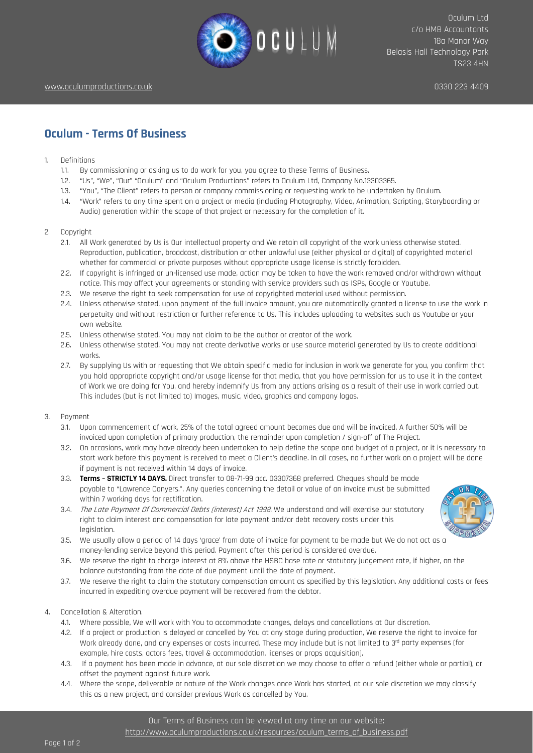Oculum Ltd
c/o HMB Accountants
18a Manor Way
Belasis Hall Technology Park
TS23 4HN

www.oculumproductions.co.uk

0330 223 4409

# Oculum - Terms Of Business

1. Definitions
   1.1. By commissioning or asking us to do work for you, you agree to these Terms of Business.
   1.2. "Us", "We", "Our" "Oculum" and "Oculum Productions" refers to Oculum Ltd, Company No.13303365.
   1.3. "You", "The Client" refers to person or company commissioning or requesting work to be undertaken by Oculum.
   1.4. "Work" refers to any time spent on a project or media (including Photography, Video, Animation, Scripting, Storyboarding or Audio) generation within the scope of that project or necessary for the completion of it.

2. Copyright
   2.1. All Work generated by Us is Our intellectual property and We retain all copyright of the work unless otherwise stated. Reproduction, publication, broadcast, distribution or other unlawful use (either physical or digital) of copyrighted material whether for commercial or private purposes without appropriate usage license is strictly forbidden.
   2.2. If copyright is infringed or un-licensed use made, action may be taken to have the work removed and/or withdrawn without notice. This may affect your agreements or standing with service providers such as ISPs, Google or Youtube.
   2.3. We reserve the right to seek compensation for use of copyrighted material used without permission.
   2.4. Unless otherwise stated, upon payment of the full invoice amount, you are automatically granted a license to use the work in perpetuity and without restriction or further reference to Us. This includes uploading to websites such as Youtube or your own website.
   2.5. Unless otherwise stated, You may not claim to be the author or creator of the work.
   2.6. Unless otherwise stated, You may not create derivative works or use source material generated by Us to create additional works.
   2.7. By supplying Us with or requesting that We obtain specific media for inclusion in work we generate for you, you confirm that you hold appropriate copyright and/or usage license for that media, that you have permission for us to use it in the context of Work we are doing for You, and hereby indemnify Us from any actions arising as a result of their use in work carried out. This includes (but is not limited to) Images, music, video, graphics and company logos.

3. Payment
   3.1. Upon commencement of work, 25% of the total agreed amount becomes due and will be invoiced. A further 50% will be invoiced upon completion of primary production, the remainder upon completion / sign-off of The Project.
   3.2. On occasions, work may have already been undertaken to help define the scope and budget of a project, or it is necessary to start work before this payment is received to meet a Client's deadline. In all cases, no further work on a project will be done if payment is not received within 14 days of invoice.
   3.3. **Terms – STRICTLY 14 DAYS.** Direct transfer to 08-71-99 acc. 03307368 preferred. Cheques should be made payable to "Lawrence Conyers.". Any queries concerning the detail or value of an invoice must be submitted within 7 working days for rectification.
   3.4. *The Late Payment Of Commercial Debts (interest) Act 1998*. We understand and will exercise our statutory right to claim interest and compensation for late payment and/or debt recovery costs under this legislation.
   3.5. We usually allow a period of 14 days 'grace' from date of invoice for payment to be made but We do not act as a money-lending service beyond this period. Payment after this period is considered overdue.
   3.6. We reserve the right to charge interest at 8% above the HSBC base rate or statutory judgement rate, if higher, on the balance outstanding from the date of due payment until the date of payment.
   3.7. We reserve the right to claim the statutory compensation amount as specified by this legislation. Any additional costs or fees incurred in expediting overdue payment will be recovered from the debtor.

4. Cancellation & Alteration.
   4.1. Where possible, We will work with You to accommodate changes, delays and cancellations at Our discretion.
   4.2. If a project or production is delayed or cancelled by You at any stage during production, We reserve the right to invoice for Work already done, and any expenses or costs incurred. These may include but is not limited to 3rd party expenses (for example, hire costs, actors fees, travel & accommodation, licenses or props acquisition).
   4.3. If a payment has been made in advance, at our sole discretion we may choose to offer a refund (either whole or partial), or offset the payment against future work.
   4.4. Where the scope, deliverable or nature of the Work changes once Work has started, at our sole discretion we may classify this as a new project, and consider previous Work as cancelled by You.

Our Terms of Business can be viewed at any time on our website:
http://www.oculumproductions.co.uk/resources/oculum_terms_of_business.pdf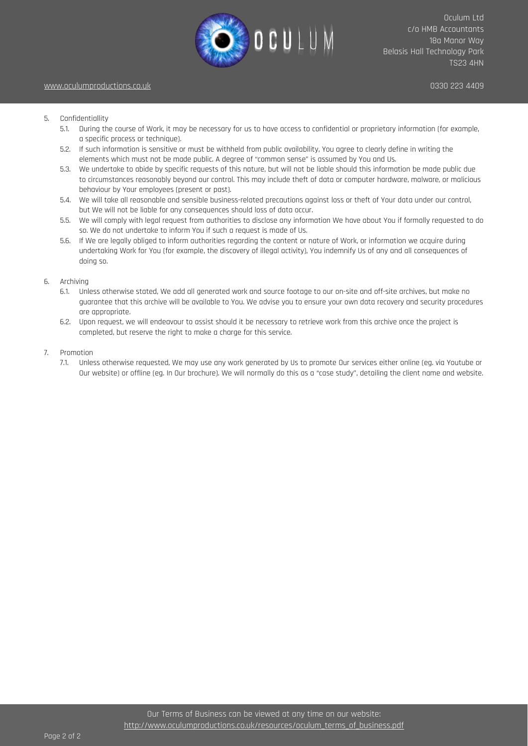5. Confidentiallity
   5.1. During the course of Work, it may be necessary for us to have access to confidential or proprietary information (for example, a specific process or technique).
   5.2. If such information is sensitive or must be withheld from public availability, You agree to clearly define in writing the elements which must not be made public. A degree of "common sense" is assumed by You and Us.
   5.3. We undertake to abide by specific requests of this nature, but will not be liable should this information be made public due to circumstances reasonably beyond our control. This may include theft of data or computer hardware, malware, or malicious behaviour by Your employees (present or past).
   5.4. We will take all reasonable and sensible business-related precautions against loss or theft of Your data under our control, but We will not be liable for any consequences should loss of data occur.
   5.5. We will comply with legal request from authorities to disclose any information We have about You if formally requested to do so. We do not undertake to inform You if such a request is made of Us.
   5.6. If We are legally obliged to inform authorities regarding the content or nature of Work, or information we acquire during undertaking Work for You (for example, the discovery of illegal activity), You indemnify Us of any and all consequences of doing so.

6. Archiving
   6.1. Unless otherwise stated, We add all generated work and source footage to our on-site and off-site archives, but make no guarantee that this archive will be available to You. We advise you to ensure your own data recovery and security procedures are appropriate.
   6.2. Upon request, we will endeavour to assist should it be necessary to retrieve work from this archive once the project is completed, but reserve the right to make a charge for this service.

7. Promotion
   7.1. Unless otherwise requested, We may use any work generated by Us to promote Our services either online (eg. via Youtube or Our website) or offline (eg. In Our brochure). We will normally do this as a "case study", detailing the client name and website.

Our Terms of Business can be viewed at any time on our website:
http://www.oculumproductions.co.uk/resources/oculum_terms_of_business.pdf